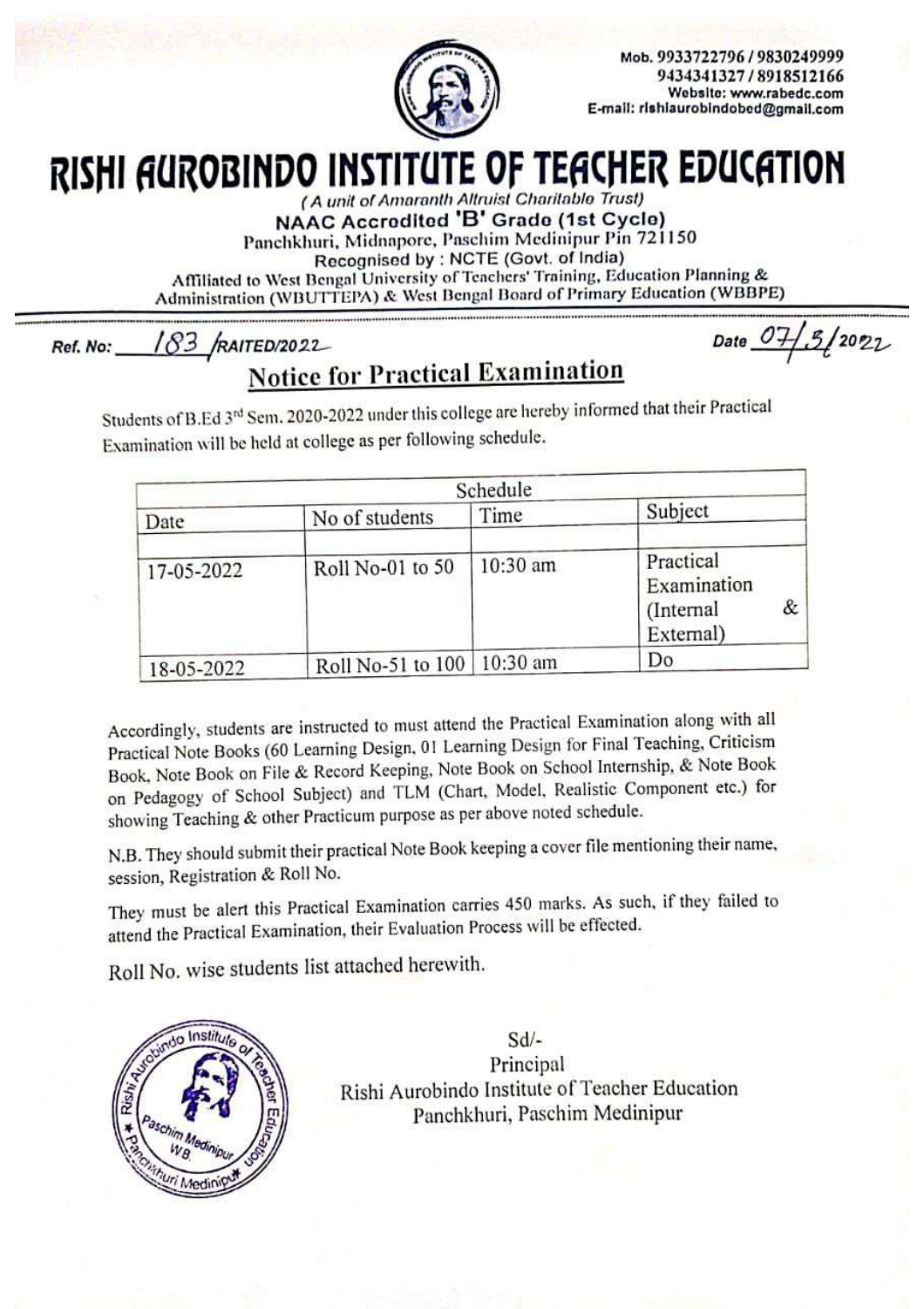Mob. 9933722796 / 9830249999
9434341327 / 8918512166
Website: www.rabedc.com
E-mail: rishiaurobindobed@gmail.com

# RISHI AUROBINDO INSTITUTE OF TEACHER EDUCATION

*(A unit of Amaranth Altruist Charitable Trust)*

**NAAC Accredited 'B' Grade (1st Cycle)**

Panchkhuri, Midnapore, Paschim Medinipur Pin 721150

Recognised by : NCTE (Govt. of India)

Affiliated to West Bengal University of Teachers' Training, Education Planning & Administration (WBUTTEPA) & West Bengal Board of Primary Education (WBBPE)

Ref. No: 183 /RAITED/2022 Date 07/5/2022

## Notice for Practical Examination

Students of B.Ed 3rd Sem. 2020-2022 under this college are hereby informed that their Practical Examination will be held at college as per following schedule.

| Schedule | | | |
|---|---|---|---|
| Date | No of students | Time | Subject |
| 17-05-2022 | Roll No-01 to 50 | 10:30 am | Practical Examination (Internal & External) |
| 18-05-2022 | Roll No-51 to 100 | 10:30 am | Do |

Accordingly, students are instructed to must attend the Practical Examination along with all Practical Note Books (60 Learning Design, 01 Learning Design for Final Teaching, Criticism Book, Note Book on File & Record Keeping, Note Book on School Internship, & Note Book on Pedagogy of School Subject) and TLM (Chart, Model, Realistic Component etc.) for showing Teaching & other Practicum purpose as per above noted schedule.

N.B. They should submit their practical Note Book keeping a cover file mentioning their name, session, Registration & Roll No.

They must be alert this Practical Examination carries 450 marks. As such, if they failed to attend the Practical Examination, their Evaluation Process will be effected.

Roll No. wise students list attached herewith.

Sd/-
Principal
Rishi Aurobindo Institute of Teacher Education
Panchkhuri, Paschim Medinipur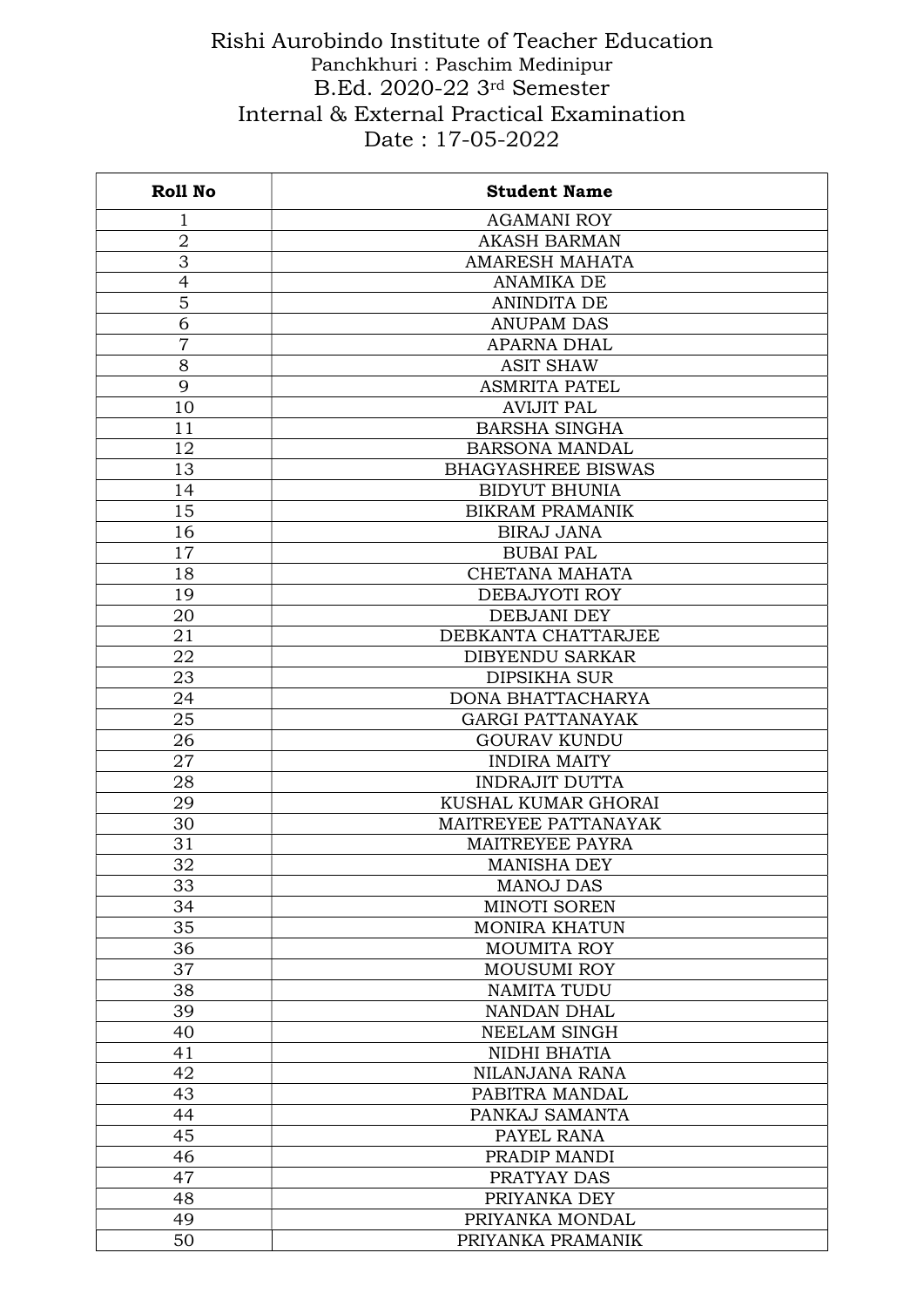# Rishi Aurobindo Institute of Teacher Education

Panchkhuri : Paschim Medinipur

B.Ed. 2020-22 3rd Semester

Internal & External Practical Examination

Date : 17-05-2022

| Roll No | Student Name |
|---|---|
| 1 | AGAMANI ROY |
| 2 | AKASH BARMAN |
| 3 | AMARESH MAHATA |
| 4 | ANAMIKA DE |
| 5 | ANINDITA DE |
| 6 | ANUPAM DAS |
| 7 | APARNA DHAL |
| 8 | ASIT SHAW |
| 9 | ASMRITA PATEL |
| 10 | AVIJIT PAL |
| 11 | BARSHA SINGHA |
| 12 | BARSONA MANDAL |
| 13 | BHAGYASHREE BISWAS |
| 14 | BIDYUT BHUNIA |
| 15 | BIKRAM PRAMANIK |
| 16 | BIRAJ JANA |
| 17 | BUBAI PAL |
| 18 | CHETANA MAHATA |
| 19 | DEBAJYOTI ROY |
| 20 | DEBJANI DEY |
| 21 | DEBKANTA CHATTARJEE |
| 22 | DIBYENDU SARKAR |
| 23 | DIPSIKHA SUR |
| 24 | DONA BHATTACHARYA |
| 25 | GARGI PATTANAYAK |
| 26 | GOURAV KUNDU |
| 27 | INDIRA MAITY |
| 28 | INDRAJIT DUTTA |
| 29 | KUSHAL KUMAR GHORAI |
| 30 | MAITREYEE PATTANAYAK |
| 31 | MAITREYEE PAYRA |
| 32 | MANISHA DEY |
| 33 | MANOJ DAS |
| 34 | MINOTI SOREN |
| 35 | MONIRA KHATUN |
| 36 | MOUMITA ROY |
| 37 | MOUSUMI ROY |
| 38 | NAMITA TUDU |
| 39 | NANDAN DHAL |
| 40 | NEELAM SINGH |
| 41 | NIDHI BHATIA |
| 42 | NILANJANA RANA |
| 43 | PABITRA MANDAL |
| 44 | PANKAJ SAMANTA |
| 45 | PAYEL RANA |
| 46 | PRADIP MANDI |
| 47 | PRATYAY DAS |
| 48 | PRIYANKA DEY |
| 49 | PRIYANKA MONDAL |
| 50 | PRIYANKA PRAMANIK |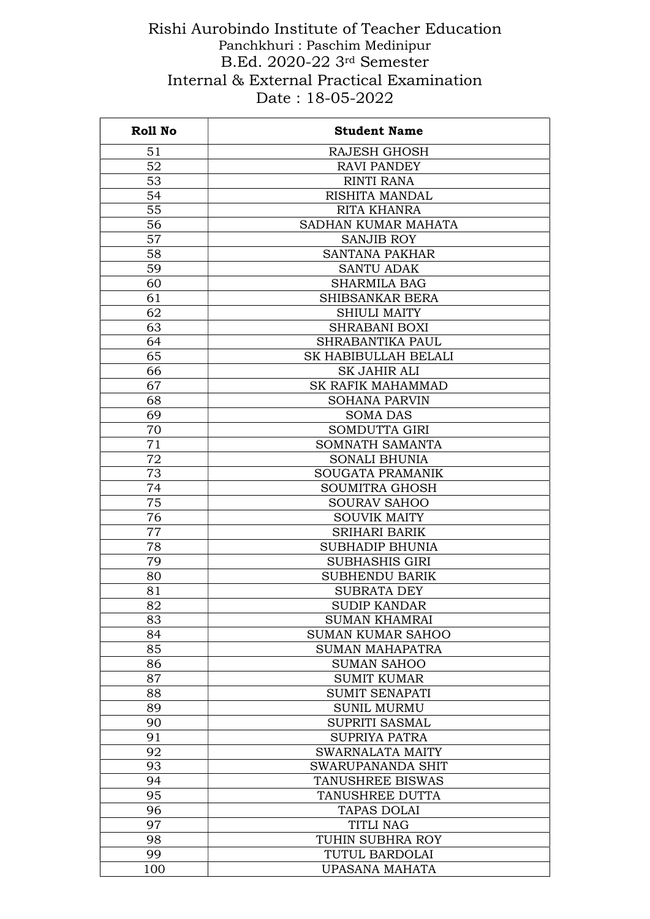# Rishi Aurobindo Institute of Teacher Education

Panchkhuri : Paschim Medinipur

B.Ed. 2020-22 3rd Semester

Internal & External Practical Examination

Date : 18-05-2022

| Roll No | Student Name |
|---|---|
| 51 | RAJESH GHOSH |
| 52 | RAVI PANDEY |
| 53 | RINTI RANA |
| 54 | RISHITA MANDAL |
| 55 | RITA KHANRA |
| 56 | SADHAN KUMAR MAHATA |
| 57 | SANJIB ROY |
| 58 | SANTANA PAKHAR |
| 59 | SANTU ADAK |
| 60 | SHARMILA BAG |
| 61 | SHIBSANKAR BERA |
| 62 | SHIULI MAITY |
| 63 | SHRABANI BOXI |
| 64 | SHRABANTIKA PAUL |
| 65 | SK HABIBULLAH BELALI |
| 66 | SK JAHIR ALI |
| 67 | SK RAFIK MAHAMMAD |
| 68 | SOHANA PARVIN |
| 69 | SOMA DAS |
| 70 | SOMDUTTA GIRI |
| 71 | SOMNATH SAMANTA |
| 72 | SONALI BHUNIA |
| 73 | SOUGATA PRAMANIK |
| 74 | SOUMITRA GHOSH |
| 75 | SOURAV SAHOO |
| 76 | SOUVIK MAITY |
| 77 | SRIHARI BARIK |
| 78 | SUBHADIP BHUNIA |
| 79 | SUBHASHIS GIRI |
| 80 | SUBHENDU BARIK |
| 81 | SUBRATA DEY |
| 82 | SUDIP KANDAR |
| 83 | SUMAN KHAMRAI |
| 84 | SUMAN KUMAR SAHOO |
| 85 | SUMAN MAHAPATRA |
| 86 | SUMAN SAHOO |
| 87 | SUMIT KUMAR |
| 88 | SUMIT SENAPATI |
| 89 | SUNIL MURMU |
| 90 | SUPRITI SASMAL |
| 91 | SUPRIYA PATRA |
| 92 | SWARNALATA MAITY |
| 93 | SWARUPANANDA SHIT |
| 94 | TANUSHREE BISWAS |
| 95 | TANUSHREE DUTTA |
| 96 | TAPAS DOLAI |
| 97 | TITLI NAG |
| 98 | TUHIN SUBHRA ROY |
| 99 | TUTUL BARDOLAI |
| 100 | UPASANA MAHATA |